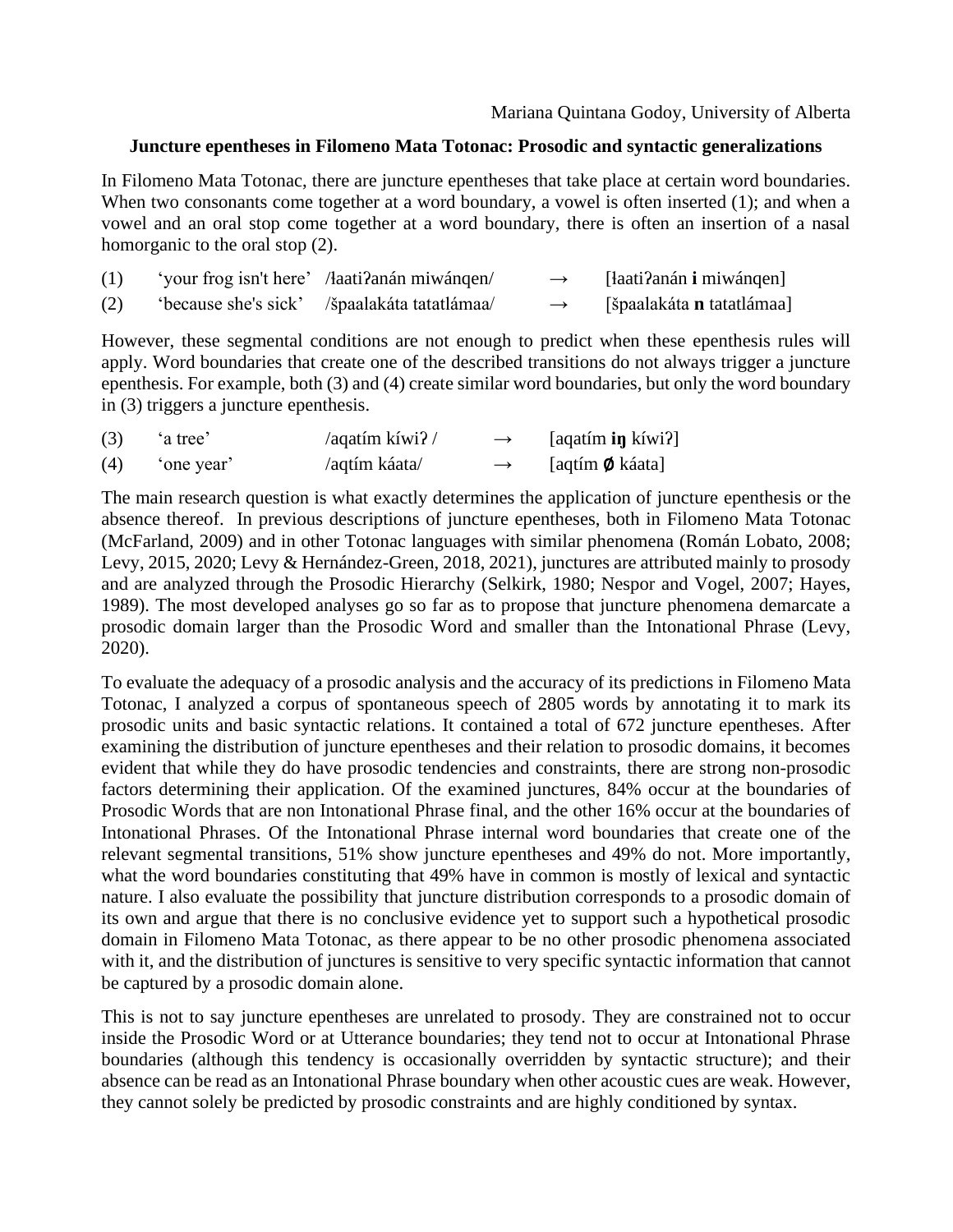Mariana Quintana Godoy, University of Alberta

**Juncture epentheses in Filomeno Mata Totonac: Prosodic and syntactic generalizations**

In Filomeno Mata Totonac, there are juncture epentheses that take place at certain word boundaries. When two consonants come together at a word boundary, a vowel is often inserted (1); and when a vowel and an oral stop come together at a word boundary, there is often an insertion of a nasal homorganic to the oral stop (2).

| | | | | |
|---|---|---|---|---|
| (1) | 'your frog isn't here' | /łaatiʔanán miwánqen/ | → | [łaatiʔanán **i** miwánqen] |
| (2) | 'because she's sick' | /špaalakáta tatatlámaa/ | → | [špaalakáta **n** tatatlámaa] |

However, these segmental conditions are not enough to predict when these epenthesis rules will apply. Word boundaries that create one of the described transitions do not always trigger a juncture epenthesis. For example, both (3) and (4) create similar word boundaries, but only the word boundary in (3) triggers a juncture epenthesis.

| | | | | |
|---|---|---|---|---|
| (3) | 'a tree' | /aqatím kíwiʔ / | → | [aqatím **iŋ** kíwiʔ] |
| (4) | 'one year' | /aqtím káata/ | → | [aqtím **∅** káata] |

The main research question is what exactly determines the application of juncture epenthesis or the absence thereof. In previous descriptions of juncture epentheses, both in Filomeno Mata Totonac (McFarland, 2009) and in other Totonac languages with similar phenomena (Román Lobato, 2008; Levy, 2015, 2020; Levy & Hernández-Green, 2018, 2021), junctures are attributed mainly to prosody and are analyzed through the Prosodic Hierarchy (Selkirk, 1980; Nespor and Vogel, 2007; Hayes, 1989). The most developed analyses go so far as to propose that juncture phenomena demarcate a prosodic domain larger than the Prosodic Word and smaller than the Intonational Phrase (Levy, 2020).

To evaluate the adequacy of a prosodic analysis and the accuracy of its predictions in Filomeno Mata Totonac, I analyzed a corpus of spontaneous speech of 2805 words by annotating it to mark its prosodic units and basic syntactic relations. It contained a total of 672 juncture epentheses. After examining the distribution of juncture epentheses and their relation to prosodic domains, it becomes evident that while they do have prosodic tendencies and constraints, there are strong non-prosodic factors determining their application. Of the examined junctures, 84% occur at the boundaries of Prosodic Words that are non Intonational Phrase final, and the other 16% occur at the boundaries of Intonational Phrases. Of the Intonational Phrase internal word boundaries that create one of the relevant segmental transitions, 51% show juncture epentheses and 49% do not. More importantly, what the word boundaries constituting that 49% have in common is mostly of lexical and syntactic nature. I also evaluate the possibility that juncture distribution corresponds to a prosodic domain of its own and argue that there is no conclusive evidence yet to support such a hypothetical prosodic domain in Filomeno Mata Totonac, as there appear to be no other prosodic phenomena associated with it, and the distribution of junctures is sensitive to very specific syntactic information that cannot be captured by a prosodic domain alone.

This is not to say juncture epentheses are unrelated to prosody. They are constrained not to occur inside the Prosodic Word or at Utterance boundaries; they tend not to occur at Intonational Phrase boundaries (although this tendency is occasionally overridden by syntactic structure); and their absence can be read as an Intonational Phrase boundary when other acoustic cues are weak. However, they cannot solely be predicted by prosodic constraints and are highly conditioned by syntax.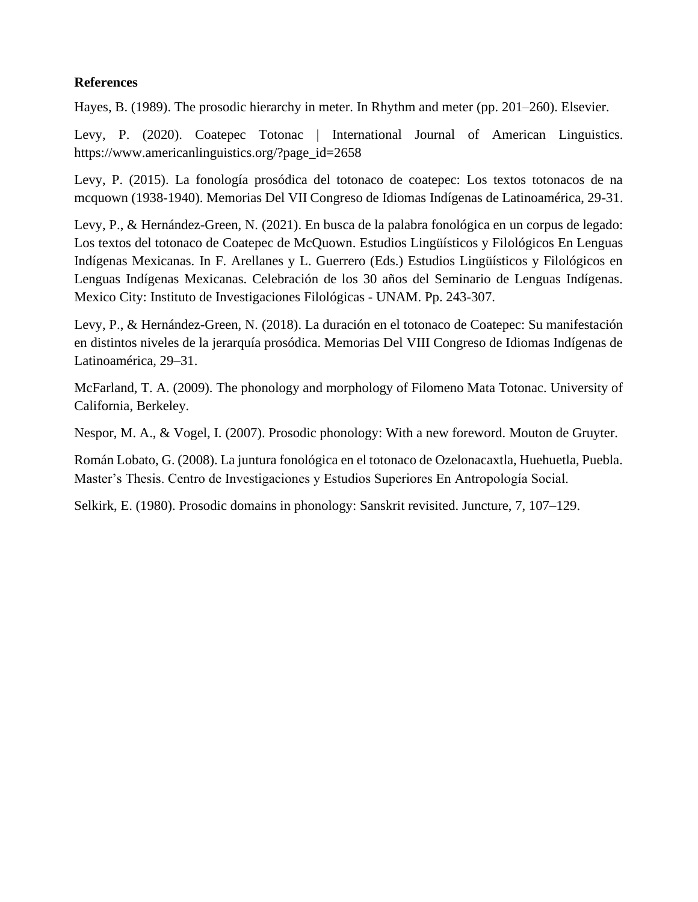**References**

Hayes, B. (1989). The prosodic hierarchy in meter. In Rhythm and meter (pp. 201–260). Elsevier.

Levy, P. (2020). Coatepec Totonac | International Journal of American Linguistics. https://www.americanlinguistics.org/?page_id=2658

Levy, P. (2015). La fonología prosódica del totonaco de coatepec: Los textos totonacos de na mcquown (1938-1940). Memorias Del VII Congreso de Idiomas Indígenas de Latinoamérica, 29-31.

Levy, P., & Hernández-Green, N. (2021). En busca de la palabra fonológica en un corpus de legado: Los textos del totonaco de Coatepec de McQuown. Estudios Lingüísticos y Filológicos En Lenguas Indígenas Mexicanas. In F. Arellanes y L. Guerrero (Eds.) Estudios Lingüísticos y Filológicos en Lenguas Indígenas Mexicanas. Celebración de los 30 años del Seminario de Lenguas Indígenas. Mexico City: Instituto de Investigaciones Filológicas - UNAM. Pp. 243-307.

Levy, P., & Hernández-Green, N. (2018). La duración en el totonaco de Coatepec: Su manifestación en distintos niveles de la jerarquía prosódica. Memorias Del VIII Congreso de Idiomas Indígenas de Latinoamérica, 29–31.

McFarland, T. A. (2009). The phonology and morphology of Filomeno Mata Totonac. University of California, Berkeley.

Nespor, M. A., & Vogel, I. (2007). Prosodic phonology: With a new foreword. Mouton de Gruyter.

Román Lobato, G. (2008). La juntura fonológica en el totonaco de Ozelonacaxtla, Huehuetla, Puebla. Master's Thesis. Centro de Investigaciones y Estudios Superiores En Antropología Social.

Selkirk, E. (1980). Prosodic domains in phonology: Sanskrit revisited. Juncture, 7, 107–129.